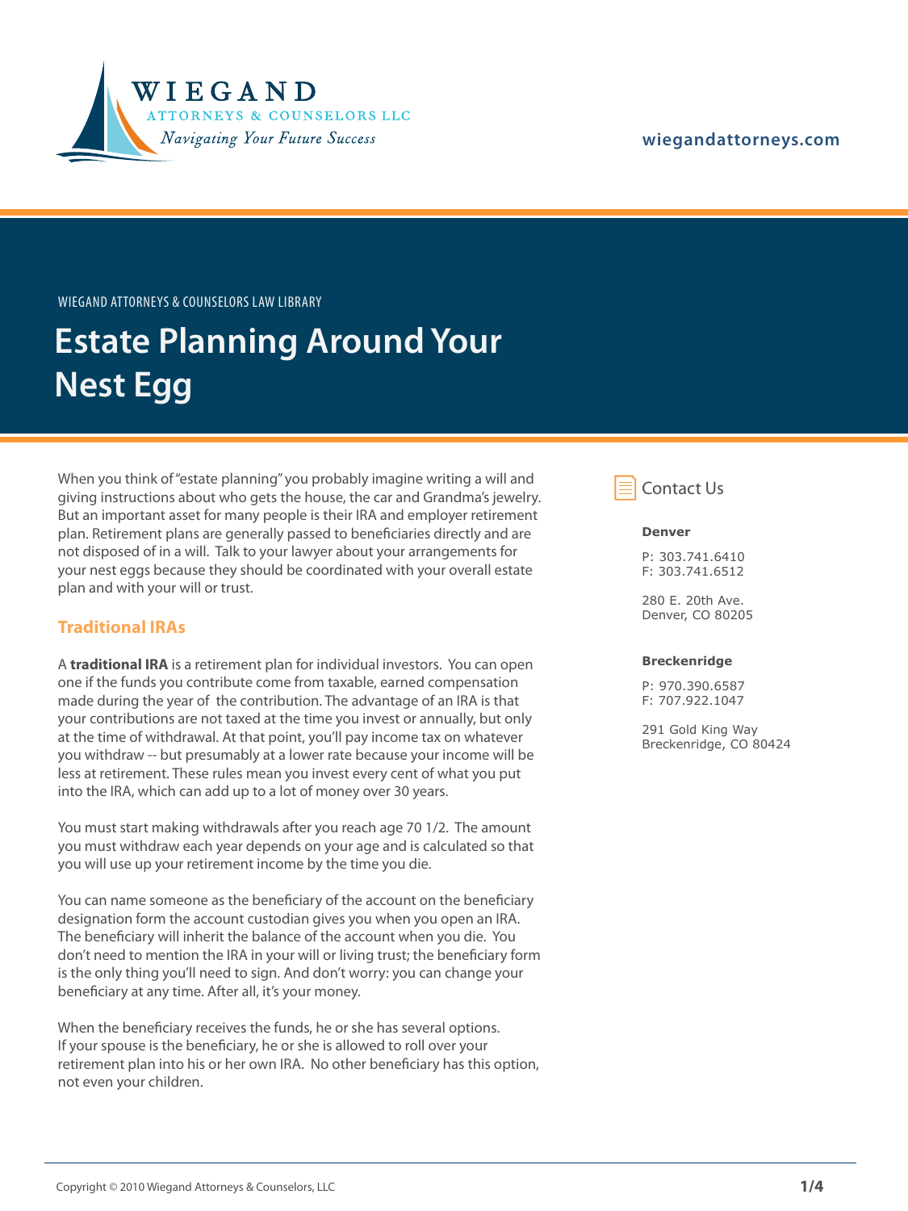WIEGAND
ATTORNEYS & COUNSELORS LLC
*Navigating Your Future Success*

wiegandattorneys.com

WIEGAND ATTORNEYS & COUNSELORS LAW LIBRARY

# Estate Planning Around Your Nest Egg

When you think of "estate planning" you probably imagine writing a will and giving instructions about who gets the house, the car and Grandma's jewelry. But an important asset for many people is their IRA and employer retirement plan. Retirement plans are generally passed to beneficiaries directly and are not disposed of in a will. Talk to your lawyer about your arrangements for your nest eggs because they should be coordinated with your overall estate plan and with your will or trust.

## Traditional IRAs

A **traditional IRA** is a retirement plan for individual investors. You can open one if the funds you contribute come from taxable, earned compensation made during the year of the contribution. The advantage of an IRA is that your contributions are not taxed at the time you invest or annually, but only at the time of withdrawal. At that point, you'll pay income tax on whatever you withdraw -- but presumably at a lower rate because your income will be less at retirement. These rules mean you invest every cent of what you put into the IRA, which can add up to a lot of money over 30 years.

You must start making withdrawals after you reach age 70 1/2. The amount you must withdraw each year depends on your age and is calculated so that you will use up your retirement income by the time you die.

You can name someone as the beneficiary of the account on the beneficiary designation form the account custodian gives you when you open an IRA. The beneficiary will inherit the balance of the account when you die. You don't need to mention the IRA in your will or living trust; the beneficiary form is the only thing you'll need to sign. And don't worry: you can change your beneficiary at any time. After all, it's your money.

When the beneficiary receives the funds, he or she has several options. If your spouse is the beneficiary, he or she is allowed to roll over your retirement plan into his or her own IRA. No other beneficiary has this option, not even your children.

## Contact Us

**Denver**

P: 303.741.6410
F: 303.741.6512

280 E. 20th Ave.
Denver, CO 80205

**Breckenridge**

P: 970.390.6587
F: 707.922.1047

291 Gold King Way
Breckenridge, CO 80424

Copyright © 2010 Wiegand Attorneys & Counselors, LLC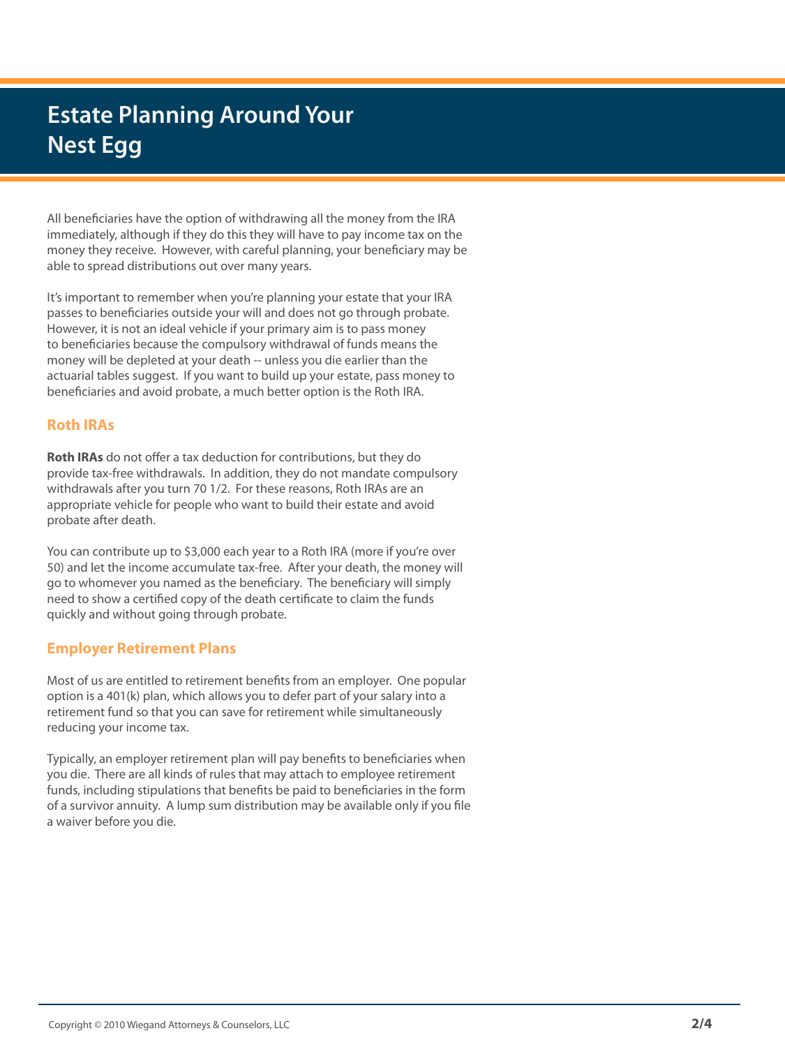# Estate Planning Around Your Nest Egg

All beneficiaries have the option of withdrawing all the money from the IRA immediately, although if they do this they will have to pay income tax on the money they receive. However, with careful planning, your beneficiary may be able to spread distributions out over many years.

It's important to remember when you're planning your estate that your IRA passes to beneficiaries outside your will and does not go through probate. However, it is not an ideal vehicle if your primary aim is to pass money to beneficiaries because the compulsory withdrawal of funds means the money will be depleted at your death -- unless you die earlier than the actuarial tables suggest. If you want to build up your estate, pass money to beneficiaries and avoid probate, a much better option is the Roth IRA.

## Roth IRAs

**Roth IRAs** do not offer a tax deduction for contributions, but they do provide tax-free withdrawals. In addition, they do not mandate compulsory withdrawals after you turn 70 1/2. For these reasons, Roth IRAs are an appropriate vehicle for people who want to build their estate and avoid probate after death.

You can contribute up to $3,000 each year to a Roth IRA (more if you're over 50) and let the income accumulate tax-free. After your death, the money will go to whomever you named as the beneficiary. The beneficiary will simply need to show a certified copy of the death certificate to claim the funds quickly and without going through probate.

## Employer Retirement Plans

Most of us are entitled to retirement benefits from an employer. One popular option is a 401(k) plan, which allows you to defer part of your salary into a retirement fund so that you can save for retirement while simultaneously reducing your income tax.

Typically, an employer retirement plan will pay benefits to beneficiaries when you die. There are all kinds of rules that may attach to employee retirement funds, including stipulations that benefits be paid to beneficiaries in the form of a survivor annuity. A lump sum distribution may be available only if you file a waiver before you die.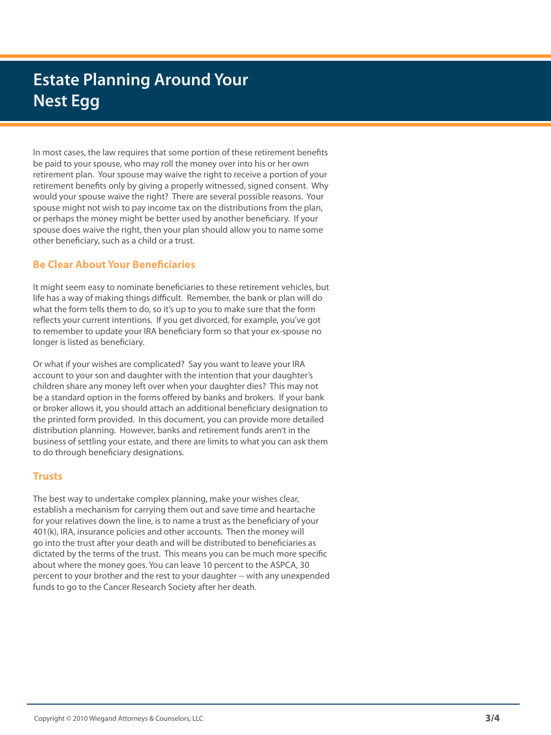# Estate Planning Around Your Nest Egg

In most cases, the law requires that some portion of these retirement benefits be paid to your spouse, who may roll the money over into his or her own retirement plan. Your spouse may waive the right to receive a portion of your retirement benefits only by giving a properly witnessed, signed consent. Why would your spouse waive the right? There are several possible reasons. Your spouse might not wish to pay income tax on the distributions from the plan, or perhaps the money might be better used by another beneficiary. If your spouse does waive the right, then your plan should allow you to name some other beneficiary, such as a child or a trust.

## Be Clear About Your Beneficiaries

It might seem easy to nominate beneficiaries to these retirement vehicles, but life has a way of making things difficult. Remember, the bank or plan will do what the form tells them to do, so it's up to you to make sure that the form reflects your current intentions. If you get divorced, for example, you've got to remember to update your IRA beneficiary form so that your ex-spouse no longer is listed as beneficiary.

Or what if your wishes are complicated? Say you want to leave your IRA account to your son and daughter with the intention that your daughter's children share any money left over when your daughter dies? This may not be a standard option in the forms offered by banks and brokers. If your bank or broker allows it, you should attach an additional beneficiary designation to the printed form provided. In this document, you can provide more detailed distribution planning. However, banks and retirement funds aren't in the business of settling your estate, and there are limits to what you can ask them to do through beneficiary designations.

## Trusts

The best way to undertake complex planning, make your wishes clear, establish a mechanism for carrying them out and save time and heartache for your relatives down the line, is to name a trust as the beneficiary of your 401(k), IRA, insurance policies and other accounts. Then the money will go into the trust after your death and will be distributed to beneficiaries as dictated by the terms of the trust. This means you can be much more specific about where the money goes. You can leave 10 percent to the ASPCA, 30 percent to your brother and the rest to your daughter -- with any unexpended funds to go to the Cancer Research Society after her death.

Copyright © 2010 Wiegand Attorneys & Counselors, LLC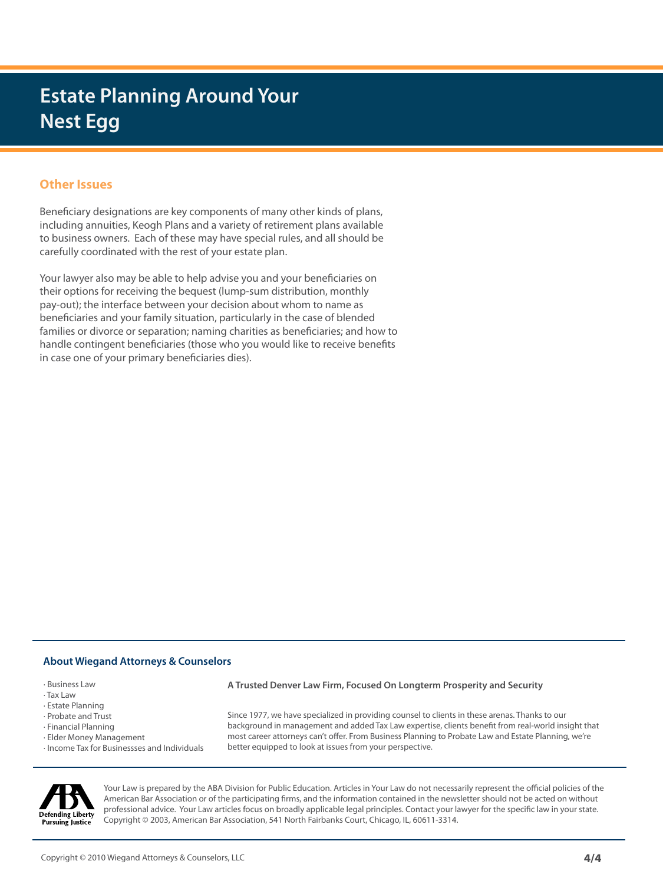# Estate Planning Around Your Nest Egg

## Other Issues

Beneficiary designations are key components of many other kinds of plans, including annuities, Keogh Plans and a variety of retirement plans available to business owners.  Each of these may have special rules, and all should be carefully coordinated with the rest of your estate plan.

Your lawyer also may be able to help advise you and your beneficiaries on their options for receiving the bequest (lump-sum distribution, monthly pay-out); the interface between your decision about whom to name as beneficiaries and your family situation, particularly in the case of blended families or divorce or separation; naming charities as beneficiaries; and how to handle contingent beneficiaries (those who you would like to receive benefits in case one of your primary beneficiaries dies).

### About Wiegand Attorneys & Counselors

- Business Law
- Tax Law
- Estate Planning
- Probate and Trust
- Financial Planning
- Elder Money Management
- Income Tax for Businessses and Individuals

**A Trusted Denver Law Firm, Focused On Longterm Prosperity and Security**

Since 1977, we have specialized in providing counsel to clients in these arenas. Thanks to our background in management and added Tax Law expertise, clients benefit from real-world insight that most career attorneys can't offer. From Business Planning to Probate Law and Estate Planning, we're better equipped to look at issues from your perspective.

Defending Liberty Pursuing Justice

Your Law is prepared by the ABA Division for Public Education. Articles in Your Law do not necessarily represent the official policies of the American Bar Association or of the participating firms, and the information contained in the newsletter should not be acted on without professional advice.  Your Law articles focus on broadly applicable legal principles. Contact your lawyer for the specific law in your state. Copyright © 2003, American Bar Association, 541 North Fairbanks Court, Chicago, IL, 60611-3314.

Copyright © 2010 Wiegand Attorneys & Counselors, LLC